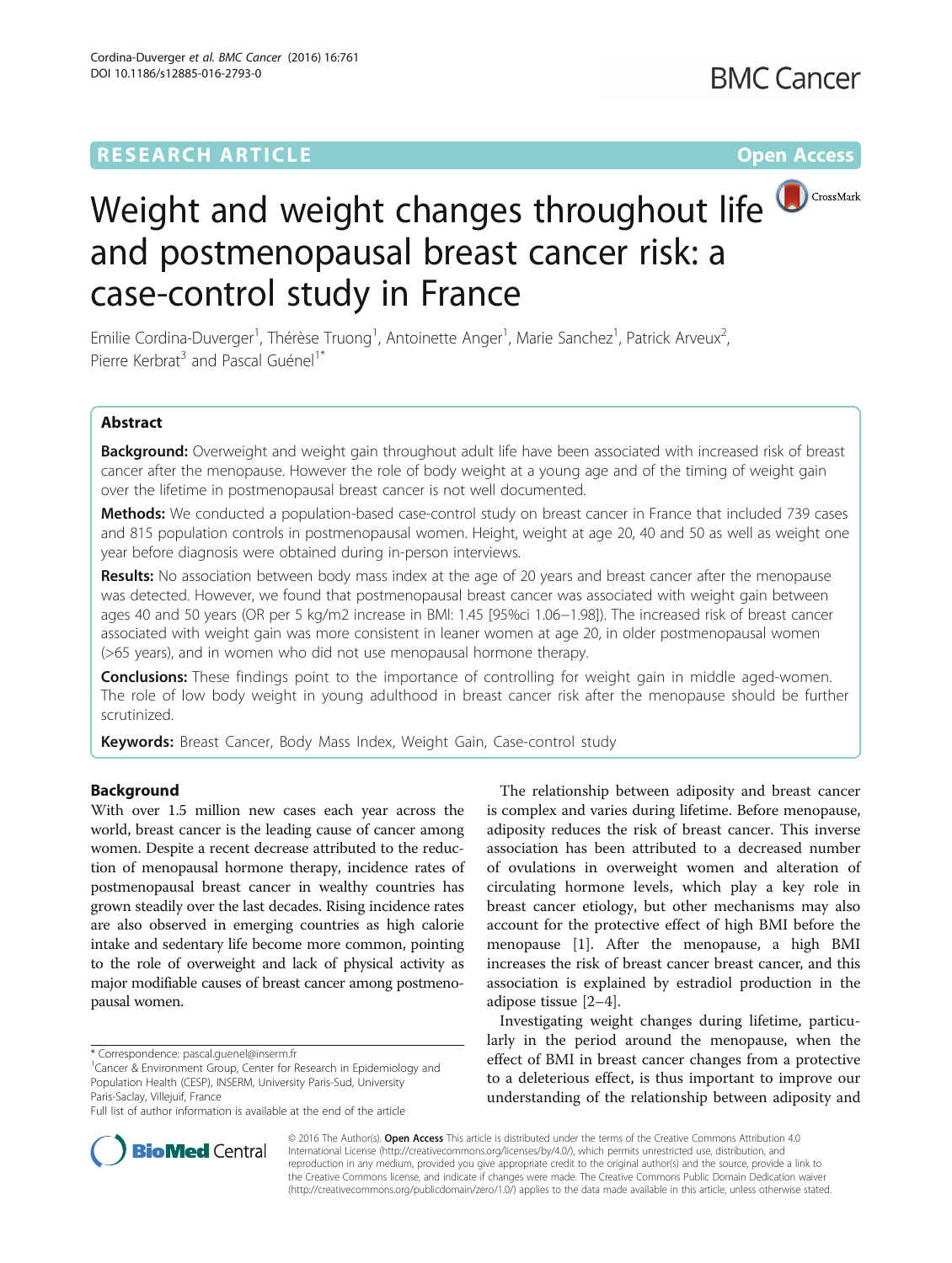RESEARCH ARTICLE

Open Access

# Weight and weight changes throughout life and postmenopausal breast cancer risk: a case-control study in France

Emilie Cordina-Duverger[1], Thérèse Truong[1], Antoinette Anger[1], Marie Sanchez[1], Patrick Arveux[2], Pierre Kerbrat[3] and Pascal Guénel[1*]

## Abstract

**Background:** Overweight and weight gain throughout adult life have been associated with increased risk of breast cancer after the menopause. However the role of body weight at a young age and of the timing of weight gain over the lifetime in postmenopausal breast cancer is not well documented.

**Methods:** We conducted a population-based case-control study on breast cancer in France that included 739 cases and 815 population controls in postmenopausal women. Height, weight at age 20, 40 and 50 as well as weight one year before diagnosis were obtained during in-person interviews.

**Results:** No association between body mass index at the age of 20 years and breast cancer after the menopause was detected. However, we found that postmenopausal breast cancer was associated with weight gain between ages 40 and 50 years (OR per 5 kg/m2 increase in BMI: 1.45 [95%ci 1.06–1.98]). The increased risk of breast cancer associated with weight gain was more consistent in leaner women at age 20, in older postmenopausal women (>65 years), and in women who did not use menopausal hormone therapy.

**Conclusions:** These findings point to the importance of controlling for weight gain in middle aged-women. The role of low body weight in young adulthood in breast cancer risk after the menopause should be further scrutinized.

**Keywords:** Breast Cancer, Body Mass Index, Weight Gain, Case-control study

## Background

With over 1.5 million new cases each year across the world, breast cancer is the leading cause of cancer among women. Despite a recent decrease attributed to the reduction of menopausal hormone therapy, incidence rates of postmenopausal breast cancer in wealthy countries has grown steadily over the last decades. Rising incidence rates are also observed in emerging countries as high calorie intake and sedentary life become more common, pointing to the role of overweight and lack of physical activity as major modifiable causes of breast cancer among postmenopausal women.

The relationship between adiposity and breast cancer is complex and varies during lifetime. Before menopause, adiposity reduces the risk of breast cancer. This inverse association has been attributed to a decreased number of ovulations in overweight women and alteration of circulating hormone levels, which play a key role in breast cancer etiology, but other mechanisms may also account for the protective effect of high BMI before the menopause [1]. After the menopause, a high BMI increases the risk of breast cancer breast cancer, and this association is explained by estradiol production in the adipose tissue [2–4].

Investigating weight changes during lifetime, particularly in the period around the menopause, when the effect of BMI in breast cancer changes from a protective to a deleterious effect, is thus important to improve our understanding of the relationship between adiposity and

\* Correspondence: pascal.guenel@inserm.fr
[1]Cancer & Environment Group, Center for Research in Epidemiology and Population Health (CESP), INSERM, University Paris-Sud, University Paris-Saclay, Villejuif, France
Full list of author information is available at the end of the article

© 2016 The Author(s). **Open Access** This article is distributed under the terms of the Creative Commons Attribution 4.0 International License (http://creativecommons.org/licenses/by/4.0/), which permits unrestricted use, distribution, and reproduction in any medium, provided you give appropriate credit to the original author(s) and the source, provide a link to the Creative Commons license, and indicate if changes were made. The Creative Commons Public Domain Dedication waiver (http://creativecommons.org/publicdomain/zero/1.0/) applies to the data made available in this article, unless otherwise stated.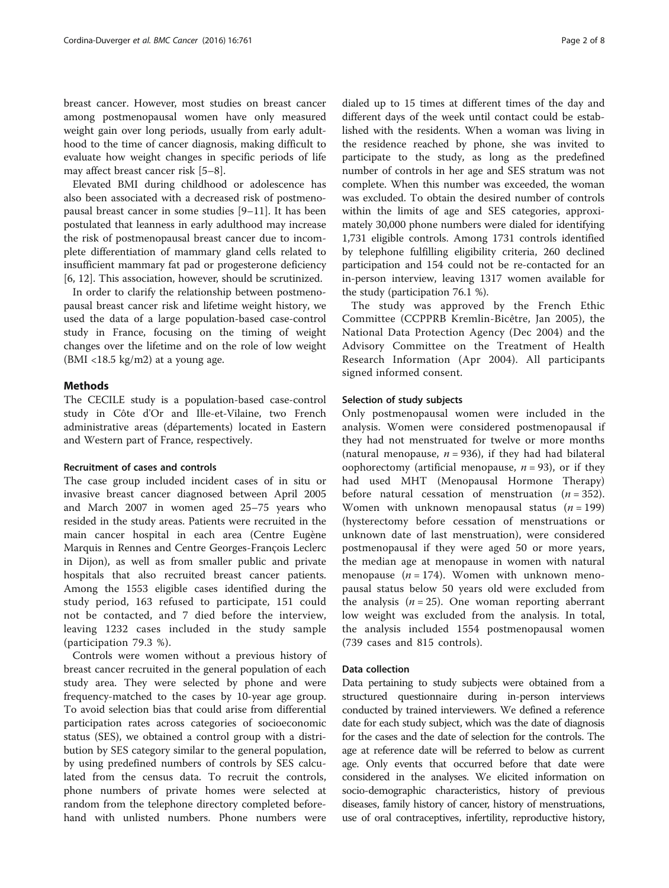breast cancer. However, most studies on breast cancer among postmenopausal women have only measured weight gain over long periods, usually from early adulthood to the time of cancer diagnosis, making difficult to evaluate how weight changes in specific periods of life may affect breast cancer risk [5–8].

Elevated BMI during childhood or adolescence has also been associated with a decreased risk of postmenopausal breast cancer in some studies [9–11]. It has been postulated that leanness in early adulthood may increase the risk of postmenopausal breast cancer due to incomplete differentiation of mammary gland cells related to insufficient mammary fat pad or progesterone deficiency [6, 12]. This association, however, should be scrutinized.

In order to clarify the relationship between postmenopausal breast cancer risk and lifetime weight history, we used the data of a large population-based case-control study in France, focusing on the timing of weight changes over the lifetime and on the role of low weight (BMI <18.5 kg/m2) at a young age.

## Methods

The CECILE study is a population-based case-control study in Côte d'Or and Ille-et-Vilaine, two French administrative areas (départements) located in Eastern and Western part of France, respectively.

### Recruitment of cases and controls

The case group included incident cases of in situ or invasive breast cancer diagnosed between April 2005 and March 2007 in women aged 25–75 years who resided in the study areas. Patients were recruited in the main cancer hospital in each area (Centre Eugène Marquis in Rennes and Centre Georges-François Leclerc in Dijon), as well as from smaller public and private hospitals that also recruited breast cancer patients. Among the 1553 eligible cases identified during the study period, 163 refused to participate, 151 could not be contacted, and 7 died before the interview, leaving 1232 cases included in the study sample (participation 79.3 %).

Controls were women without a previous history of breast cancer recruited in the general population of each study area. They were selected by phone and were frequency-matched to the cases by 10-year age group. To avoid selection bias that could arise from differential participation rates across categories of socioeconomic status (SES), we obtained a control group with a distribution by SES category similar to the general population, by using predefined numbers of controls by SES calculated from the census data. To recruit the controls, phone numbers of private homes were selected at random from the telephone directory completed beforehand with unlisted numbers. Phone numbers were dialed up to 15 times at different times of the day and different days of the week until contact could be established with the residents. When a woman was living in the residence reached by phone, she was invited to participate to the study, as long as the predefined number of controls in her age and SES stratum was not complete. When this number was exceeded, the woman was excluded. To obtain the desired number of controls within the limits of age and SES categories, approximately 30,000 phone numbers were dialed for identifying 1,731 eligible controls. Among 1731 controls identified by telephone fulfilling eligibility criteria, 260 declined participation and 154 could not be re-contacted for an in-person interview, leaving 1317 women available for the study (participation 76.1 %).

The study was approved by the French Ethic Committee (CCPPRB Kremlin-Bicêtre, Jan 2005), the National Data Protection Agency (Dec 2004) and the Advisory Committee on the Treatment of Health Research Information (Apr 2004). All participants signed informed consent.

### Selection of study subjects

Only postmenopausal women were included in the analysis. Women were considered postmenopausal if they had not menstruated for twelve or more months (natural menopause, *n* = 936), if they had had bilateral oophorectomy (artificial menopause, *n* = 93), or if they had used MHT (Menopausal Hormone Therapy) before natural cessation of menstruation (*n* = 352). Women with unknown menopausal status (*n* = 199) (hysterectomy before cessation of menstruations or unknown date of last menstruation), were considered postmenopausal if they were aged 50 or more years, the median age at menopause in women with natural menopause (*n* = 174). Women with unknown menopausal status below 50 years old were excluded from the analysis (*n* = 25). One woman reporting aberrant low weight was excluded from the analysis. In total, the analysis included 1554 postmenopausal women (739 cases and 815 controls).

### Data collection

Data pertaining to study subjects were obtained from a structured questionnaire during in-person interviews conducted by trained interviewers. We defined a reference date for each study subject, which was the date of diagnosis for the cases and the date of selection for the controls. The age at reference date will be referred to below as current age. Only events that occurred before that date were considered in the analyses. We elicited information on socio-demographic characteristics, history of previous diseases, family history of cancer, history of menstruations, use of oral contraceptives, infertility, reproductive history,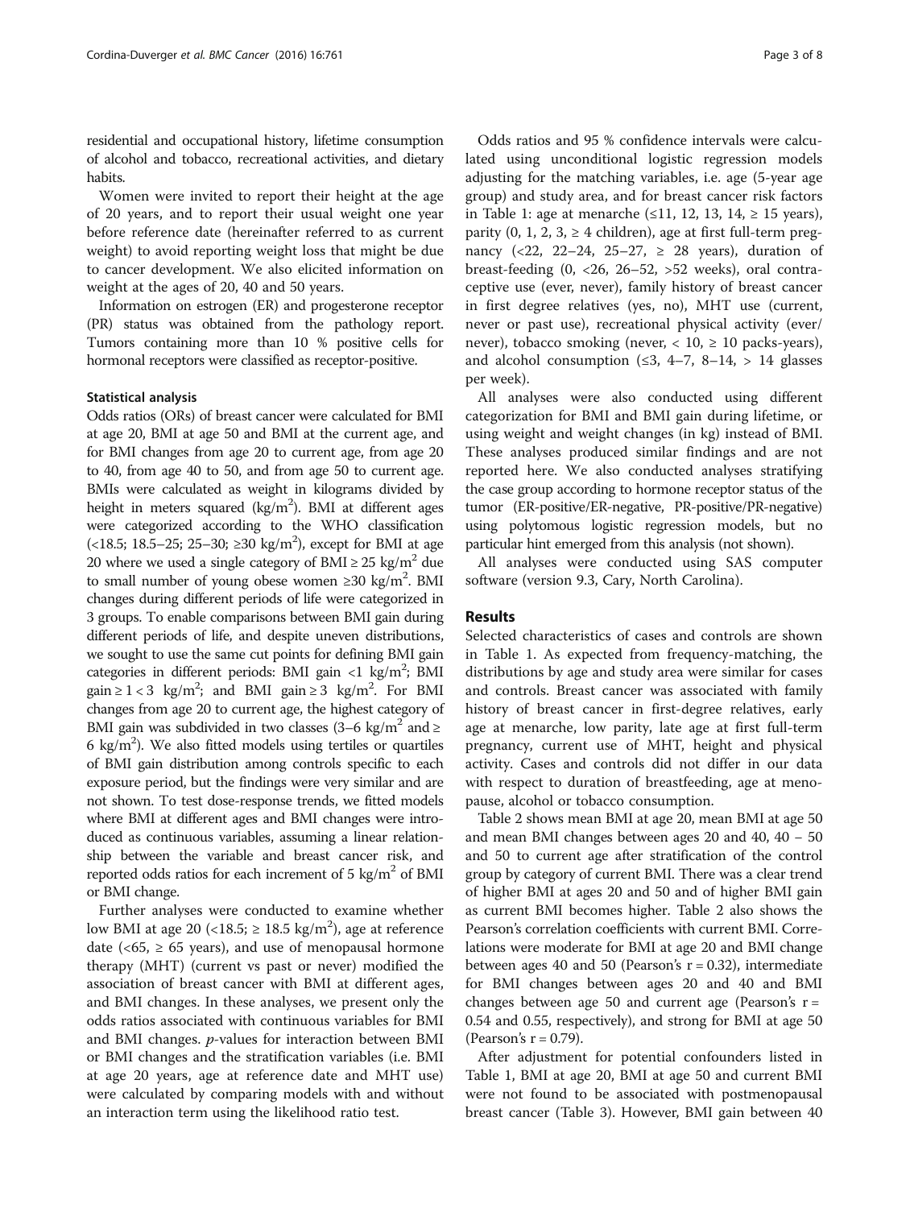residential and occupational history, lifetime consumption of alcohol and tobacco, recreational activities, and dietary habits.

Women were invited to report their height at the age of 20 years, and to report their usual weight one year before reference date (hereinafter referred to as current weight) to avoid reporting weight loss that might be due to cancer development. We also elicited information on weight at the ages of 20, 40 and 50 years.

Information on estrogen (ER) and progesterone receptor (PR) status was obtained from the pathology report. Tumors containing more than 10 % positive cells for hormonal receptors were classified as receptor-positive.

### Statistical analysis

Odds ratios (ORs) of breast cancer were calculated for BMI at age 20, BMI at age 50 and BMI at the current age, and for BMI changes from age 20 to current age, from age 20 to 40, from age 40 to 50, and from age 50 to current age. BMIs were calculated as weight in kilograms divided by height in meters squared (kg/m$^2$). BMI at different ages were categorized according to the WHO classification (<18.5; 18.5–25; 25–30; ≥30 kg/m$^2$), except for BMI at age 20 where we used a single category of BMI ≥ 25 kg/m$^2$ due to small number of young obese women ≥30 kg/m$^2$. BMI changes during different periods of life were categorized in 3 groups. To enable comparisons between BMI gain during different periods of life, and despite uneven distributions, we sought to use the same cut points for defining BMI gain categories in different periods: BMI gain <1 kg/m$^2$; BMI gain ≥ 1 < 3 kg/m$^2$; and BMI gain ≥ 3 kg/m$^2$. For BMI changes from age 20 to current age, the highest category of BMI gain was subdivided in two classes (3–6 kg/m$^2$ and ≥ 6 kg/m$^2$). We also fitted models using tertiles or quartiles of BMI gain distribution among controls specific to each exposure period, but the findings were very similar and are not shown. To test dose-response trends, we fitted models where BMI at different ages and BMI changes were introduced as continuous variables, assuming a linear relationship between the variable and breast cancer risk, and reported odds ratios for each increment of 5 kg/m$^2$ of BMI or BMI change.

Further analyses were conducted to examine whether low BMI at age 20 (<18.5; ≥ 18.5 kg/m$^2$), age at reference date (<65, ≥ 65 years), and use of menopausal hormone therapy (MHT) (current vs past or never) modified the association of breast cancer with BMI at different ages, and BMI changes. In these analyses, we present only the odds ratios associated with continuous variables for BMI and BMI changes. *p*-values for interaction between BMI or BMI changes and the stratification variables (i.e. BMI at age 20 years, age at reference date and MHT use) were calculated by comparing models with and without an interaction term using the likelihood ratio test.

Odds ratios and 95 % confidence intervals were calculated using unconditional logistic regression models adjusting for the matching variables, i.e. age (5-year age group) and study area, and for breast cancer risk factors in Table 1: age at menarche (≤11, 12, 13, 14, ≥ 15 years), parity (0, 1, 2, 3, ≥ 4 children), age at first full-term pregnancy (<22, 22–24, 25–27, ≥ 28 years), duration of breast-feeding (0, <26, 26–52, >52 weeks), oral contraceptive use (ever, never), family history of breast cancer in first degree relatives (yes, no), MHT use (current, never or past use), recreational physical activity (ever/never), tobacco smoking (never, < 10, ≥ 10 packs-years), and alcohol consumption (≤3, 4–7, 8–14, > 14 glasses per week).

All analyses were also conducted using different categorization for BMI and BMI gain during lifetime, or using weight and weight changes (in kg) instead of BMI. These analyses produced similar findings and are not reported here. We also conducted analyses stratifying the case group according to hormone receptor status of the tumor (ER-positive/ER-negative, PR-positive/PR-negative) using polytomous logistic regression models, but no particular hint emerged from this analysis (not shown).

All analyses were conducted using SAS computer software (version 9.3, Cary, North Carolina).

## Results

Selected characteristics of cases and controls are shown in Table 1. As expected from frequency-matching, the distributions by age and study area were similar for cases and controls. Breast cancer was associated with family history of breast cancer in first-degree relatives, early age at menarche, low parity, late age at first full-term pregnancy, current use of MHT, height and physical activity. Cases and controls did not differ in our data with respect to duration of breastfeeding, age at menopause, alcohol or tobacco consumption.

Table 2 shows mean BMI at age 20, mean BMI at age 50 and mean BMI changes between ages 20 and 40, 40 – 50 and 50 to current age after stratification of the control group by category of current BMI. There was a clear trend of higher BMI at ages 20 and 50 and of higher BMI gain as current BMI becomes higher. Table 2 also shows the Pearson's correlation coefficients with current BMI. Correlations were moderate for BMI at age 20 and BMI change between ages 40 and 50 (Pearson's r = 0.32), intermediate for BMI changes between ages 20 and 40 and BMI changes between age 50 and current age (Pearson's r = 0.54 and 0.55, respectively), and strong for BMI at age 50 (Pearson's r = 0.79).

After adjustment for potential confounders listed in Table 1, BMI at age 20, BMI at age 50 and current BMI were not found to be associated with postmenopausal breast cancer (Table 3). However, BMI gain between 40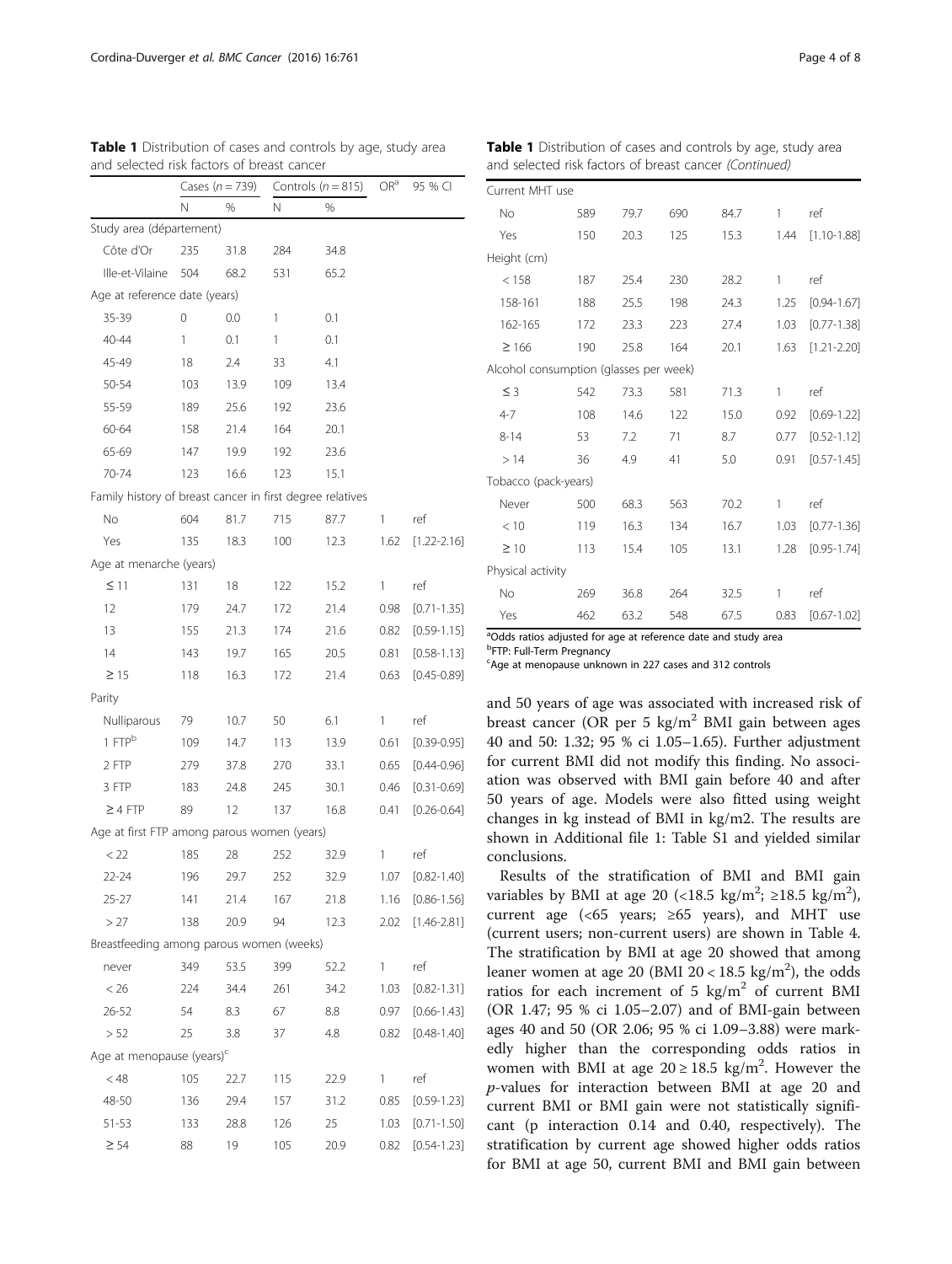**Table 1** Distribution of cases and controls by age, study area and selected risk factors of breast cancer

| | Cases (n = 739) | | Controls (n = 815) | | OR[a] | 95 % CI |
|---|---|---|---|---|---|---|
| | N | % | N | % | | |
| Study area (département) | | | | | | |
| Côte d'Or | 235 | 31.8 | 284 | 34.8 | | |
| Ille-et-Vilaine | 504 | 68.2 | 531 | 65.2 | | |
| Age at reference date (years) | | | | | | |
| 35-39 | 0 | 0.0 | 1 | 0.1 | | |
| 40-44 | 1 | 0.1 | 1 | 0.1 | | |
| 45-49 | 18 | 2.4 | 33 | 4.1 | | |
| 50-54 | 103 | 13.9 | 109 | 13.4 | | |
| 55-59 | 189 | 25.6 | 192 | 23.6 | | |
| 60-64 | 158 | 21.4 | 164 | 20.1 | | |
| 65-69 | 147 | 19.9 | 192 | 23.6 | | |
| 70-74 | 123 | 16.6 | 123 | 15.1 | | |
| Family history of breast cancer in first degree relatives | | | | | | |
| No | 604 | 81.7 | 715 | 87.7 | 1 | ref |
| Yes | 135 | 18.3 | 100 | 12.3 | 1.62 | [1.22-2.16] |
| Age at menarche (years) | | | | | | |
| ≤ 11 | 131 | 18 | 122 | 15.2 | 1 | ref |
| 12 | 179 | 24.7 | 172 | 21.4 | 0.98 | [0.71-1.35] |
| 13 | 155 | 21.3 | 174 | 21.6 | 0.82 | [0.59-1.15] |
| 14 | 143 | 19.7 | 165 | 20.5 | 0.81 | [0.58-1.13] |
| ≥ 15 | 118 | 16.3 | 172 | 21.4 | 0.63 | [0.45-0.89] |
| Parity | | | | | | |
| Nulliparous | 79 | 10.7 | 50 | 6.1 | 1 | ref |
| 1 FTP[b] | 109 | 14.7 | 113 | 13.9 | 0.61 | [0.39-0.95] |
| 2 FTP | 279 | 37.8 | 270 | 33.1 | 0.65 | [0.44-0.96] |
| 3 FTP | 183 | 24.8 | 245 | 30.1 | 0.46 | [0.31-0.69] |
| ≥ 4 FTP | 89 | 12 | 137 | 16.8 | 0.41 | [0.26-0.64] |
| Age at first FTP among parous women (years) | | | | | | |
| < 22 | 185 | 28 | 252 | 32.9 | 1 | ref |
| 22-24 | 196 | 29.7 | 252 | 32.9 | 1.07 | [0.82-1.40] |
| 25-27 | 141 | 21.4 | 167 | 21.8 | 1.16 | [0.86-1.56] |
| > 27 | 138 | 20.9 | 94 | 12.3 | 2.02 | [1.46-2.81] |
| Breastfeeding among parous women (weeks) | | | | | | |
| never | 349 | 53.5 | 399 | 52.2 | 1 | ref |
| < 26 | 224 | 34.4 | 261 | 34.2 | 1.03 | [0.82-1.31] |
| 26-52 | 54 | 8.3 | 67 | 8.8 | 0.97 | [0.66-1.43] |
| > 52 | 25 | 3.8 | 37 | 4.8 | 0.82 | [0.48-1.40] |
| Age at menopause (years)[c] | | | | | | |
| < 48 | 105 | 22.7 | 115 | 22.9 | 1 | ref |
| 48-50 | 136 | 29.4 | 157 | 31.2 | 0.85 | [0.59-1.23] |
| 51-53 | 133 | 28.8 | 126 | 25 | 1.03 | [0.71-1.50] |
| ≥ 54 | 88 | 19 | 105 | 20.9 | 0.82 | [0.54-1.23] |
| Current MHT use | | | | | | |
| No | 589 | 79.7 | 690 | 84.7 | 1 | ref |
| Yes | 150 | 20.3 | 125 | 15.3 | 1.44 | [1.10-1.88] |
| Height (cm) | | | | | | |
| < 158 | 187 | 25.4 | 230 | 28.2 | 1 | ref |
| 158-161 | 188 | 25.5 | 198 | 24.3 | 1.25 | [0.94-1.67] |
| 162-165 | 172 | 23.3 | 223 | 27.4 | 1.03 | [0.77-1.38] |
| ≥ 166 | 190 | 25.8 | 164 | 20.1 | 1.63 | [1.21-2.20] |
| Alcohol consumption (glasses per week) | | | | | | |
| ≤ 3 | 542 | 73.3 | 581 | 71.3 | 1 | ref |
| 4-7 | 108 | 14.6 | 122 | 15.0 | 0.92 | [0.69-1.22] |
| 8-14 | 53 | 7.2 | 71 | 8.7 | 0.77 | [0.52-1.12] |
| > 14 | 36 | 4.9 | 41 | 5.0 | 0.91 | [0.57-1.45] |
| Tobacco (pack-years) | | | | | | |
| Never | 500 | 68.3 | 563 | 70.2 | 1 | ref |
| < 10 | 119 | 16.3 | 134 | 16.7 | 1.03 | [0.77-1.36] |
| ≥ 10 | 113 | 15.4 | 105 | 13.1 | 1.28 | [0.95-1.74] |
| Physical activity | | | | | | |
| No | 269 | 36.8 | 264 | 32.5 | 1 | ref |
| Yes | 462 | 63.2 | 548 | 67.5 | 0.83 | [0.67-1.02] |

[a]Odds ratios adjusted for age at reference date and study area
[b]FTP: Full-Term Pregnancy
[c]Age at menopause unknown in 227 cases and 312 controls

and 50 years of age was associated with increased risk of breast cancer (OR per 5 $kg/m^2$ BMI gain between ages 40 and 50: 1.32; 95 % ci 1.05–1.65). Further adjustment for current BMI did not modify this finding. No association was observed with BMI gain before 40 and after 50 years of age. Models were also fitted using weight changes in kg instead of BMI in kg/m2. The results are shown in Additional file 1: Table S1 and yielded similar conclusions.

Results of the stratification of BMI and BMI gain variables by BMI at age 20 (<18.5 $kg/m^2$; ≥18.5 $kg/m^2$), current age (<65 years; ≥65 years), and MHT use (current users; non-current users) are shown in Table 4. The stratification by BMI at age 20 showed that among leaner women at age 20 (BMI 20 < 18.5 $kg/m^2$), the odds ratios for each increment of 5 $kg/m^2$ of current BMI (OR 1.47; 95 % ci 1.05–2.07) and of BMI-gain between ages 40 and 50 (OR 2.06; 95 % ci 1.09–3.88) were markedly higher than the corresponding odds ratios in women with BMI at age 20 ≥ 18.5 $kg/m^2$. However the $p$-values for interaction between BMI at age 20 and current BMI or BMI gain were not statistically significant (p interaction 0.14 and 0.40, respectively). The stratification by current age showed higher odds ratios for BMI at age 50, current BMI and BMI gain between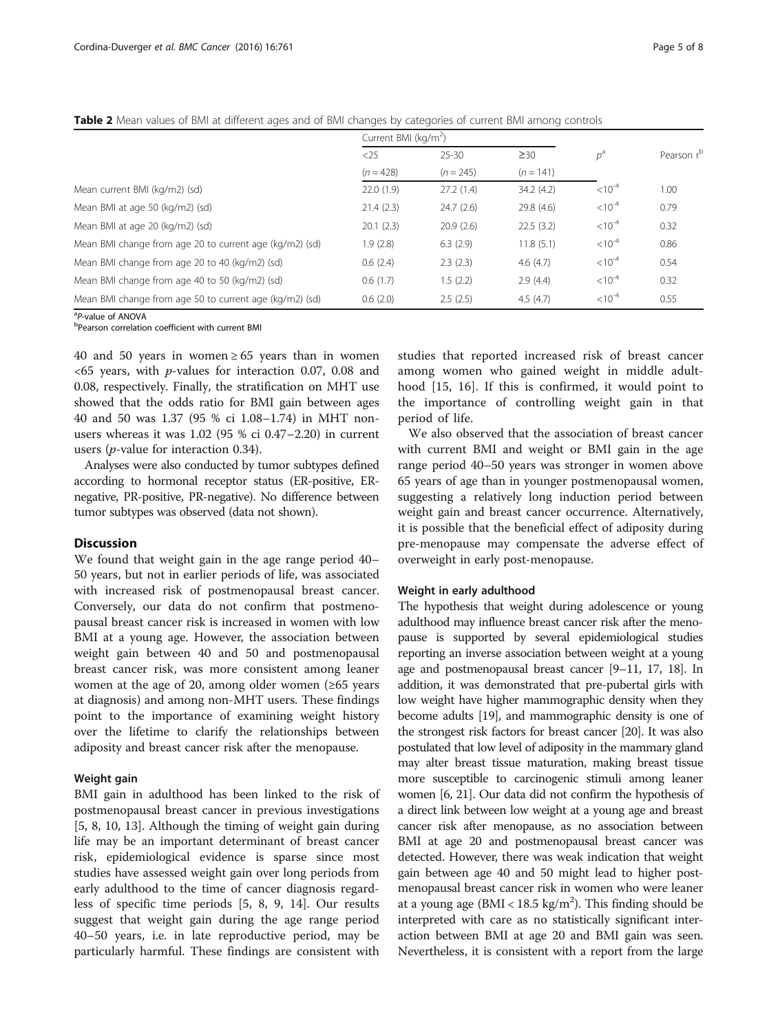**Table 2** Mean values of BMI at different ages and of BMI changes by categories of current BMI among controls

| | Current BMI (kg/m$^2$) | | | | |
|---|---|---|---|---|---|
| | <25 | 25-30 | ≥30 | $p$[a] | Pearson r[b] |
| | (n = 428) | (n = 245) | (n = 141) | | |
| Mean current BMI (kg/m2) (sd) | 22.0 (1.9) | 27.2 (1.4) | 34.2 (4.2) | $<10^{-4}$ | 1.00 |
| Mean BMI at age 50 (kg/m2) (sd) | 21.4 (2.3) | 24.7 (2.6) | 29.8 (4.6) | $<10^{-4}$ | 0.79 |
| Mean BMI at age 20 (kg/m2) (sd) | 20.1 (2.3) | 20.9 (2.6) | 22.5 (3.2) | $<10^{-4}$ | 0.32 |
| Mean BMI change from age 20 to current age (kg/m2) (sd) | 1.9 (2.8) | 6.3 (2.9) | 11.8 (5.1) | $<10^{-4}$ | 0.86 |
| Mean BMI change from age 20 to 40 (kg/m2) (sd) | 0.6 (2.4) | 2.3 (2.3) | 4.6 (4.7) | $<10^{-4}$ | 0.54 |
| Mean BMI change from age 40 to 50 (kg/m2) (sd) | 0.6 (1.7) | 1.5 (2.2) | 2.9 (4.4) | $<10^{-4}$ | 0.32 |
| Mean BMI change from age 50 to current age (kg/m2) (sd) | 0.6 (2.0) | 2.5 (2.5) | 4.5 (4.7) | $<10^{-4}$ | 0.55 |

[a]P-value of ANOVA
[b]Pearson correlation coefficient with current BMI

40 and 50 years in women ≥ 65 years than in women <65 years, with $p$-values for interaction 0.07, 0.08 and 0.08, respectively. Finally, the stratification on MHT use showed that the odds ratio for BMI gain between ages 40 and 50 was 1.37 (95 % ci 1.08–1.74) in MHT non-users whereas it was 1.02 (95 % ci 0.47–2.20) in current users ($p$-value for interaction 0.34).

Analyses were also conducted by tumor subtypes defined according to hormonal receptor status (ER-positive, ER-negative, PR-positive, PR-negative). No difference between tumor subtypes was observed (data not shown).

## Discussion

We found that weight gain in the age range period 40–50 years, but not in earlier periods of life, was associated with increased risk of postmenopausal breast cancer. Conversely, our data do not confirm that postmenopausal breast cancer risk is increased in women with low BMI at a young age. However, the association between weight gain between 40 and 50 and postmenopausal breast cancer risk, was more consistent among leaner women at the age of 20, among older women (≥65 years at diagnosis) and among non-MHT users. These findings point to the importance of examining weight history over the lifetime to clarify the relationships between adiposity and breast cancer risk after the menopause.

### Weight gain

BMI gain in adulthood has been linked to the risk of postmenopausal breast cancer in previous investigations [5, 8, 10, 13]. Although the timing of weight gain during life may be an important determinant of breast cancer risk, epidemiological evidence is sparse since most studies have assessed weight gain over long periods from early adulthood to the time of cancer diagnosis regardless of specific time periods [5, 8, 9, 14]. Our results suggest that weight gain during the age range period 40–50 years, i.e. in late reproductive period, may be particularly harmful. These findings are consistent with studies that reported increased risk of breast cancer among women who gained weight in middle adulthood [15, 16]. If this is confirmed, it would point to the importance of controlling weight gain in that period of life.

We also observed that the association of breast cancer with current BMI and weight or BMI gain in the age range period 40–50 years was stronger in women above 65 years of age than in younger postmenopausal women, suggesting a relatively long induction period between weight gain and breast cancer occurrence. Alternatively, it is possible that the beneficial effect of adiposity during pre-menopause may compensate the adverse effect of overweight in early post-menopause.

### Weight in early adulthood

The hypothesis that weight during adolescence or young adulthood may influence breast cancer risk after the menopause is supported by several epidemiological studies reporting an inverse association between weight at a young age and postmenopausal breast cancer [9–11, 17, 18]. In addition, it was demonstrated that pre-pubertal girls with low weight have higher mammographic density when they become adults [19], and mammographic density is one of the strongest risk factors for breast cancer [20]. It was also postulated that low level of adiposity in the mammary gland may alter breast tissue maturation, making breast tissue more susceptible to carcinogenic stimuli among leaner women [6, 21]. Our data did not confirm the hypothesis of a direct link between low weight at a young age and breast cancer risk after menopause, as no association between BMI at age 20 and postmenopausal breast cancer was detected. However, there was weak indication that weight gain between age 40 and 50 might lead to higher postmenopausal breast cancer risk in women who were leaner at a young age (BMI < 18.5 kg/m$^2$). This finding should be interpreted with care as no statistically significant interaction between BMI at age 20 and BMI gain was seen. Nevertheless, it is consistent with a report from the large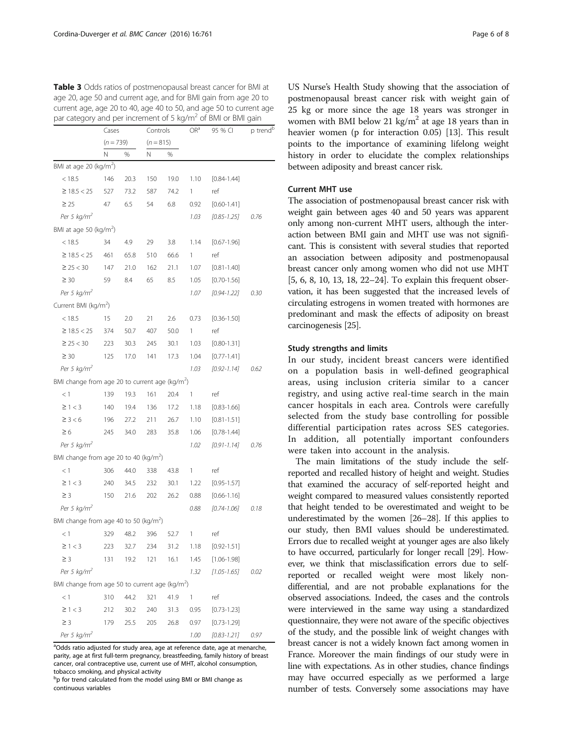**Table 3** Odds ratios of postmenopausal breast cancer for BMI at age 20, age 50 and current age, and for BMI gain from age 20 to current age, age 20 to 40, age 40 to 50, and age 50 to current age par category and per increment of 5 kg/m$^2$ of BMI or BMI gain

| | Cases | | Controls | | OR[a] | 95 % CI | p trend[b] |
|---|---|---|---|---|---|---|---|
| | (n = 739) | | (n = 815) | | | | |
| | N | % | N | % | | | |
| BMI at age 20 (kg/m$^2$) | | | | | | | |
| < 18.5 | 146 | 20.3 | 150 | 19.0 | 1.10 | [0.84-1.44] | |
| ≥ 18.5 < 25 | 527 | 73.2 | 587 | 74.2 | 1 | ref | |
| ≥ 25 | 47 | 6.5 | 54 | 6.8 | 0.92 | [0.60-1.41] | |
| *Per 5 kg/m$^2$* | | | | | *1.03* | *[0.85-1.25]* | *0.76* |
| BMI at age 50 (kg/m$^2$) | | | | | | | |
| < 18.5 | 34 | 4.9 | 29 | 3.8 | 1.14 | [0.67-1.96] | |
| ≥ 18.5 < 25 | 461 | 65.8 | 510 | 66.6 | 1 | ref | |
| ≥ 25 < 30 | 147 | 21.0 | 162 | 21.1 | 1.07 | [0.81-1.40] | |
| ≥ 30 | 59 | 8.4 | 65 | 8.5 | 1.05 | [0.70-1.56] | |
| *Per 5 kg/m$^2$* | | | | | *1.07* | *[0.94-1.22]* | *0.30* |
| Current BMI (kg/m$^2$) | | | | | | | |
| < 18.5 | 15 | 2.0 | 21 | 2.6 | 0.73 | [0.36-1.50] | |
| ≥ 18.5 < 25 | 374 | 50.7 | 407 | 50.0 | 1 | ref | |
| ≥ 25 < 30 | 223 | 30.3 | 245 | 30.1 | 1.03 | [0.80-1.31] | |
| ≥ 30 | 125 | 17.0 | 141 | 17.3 | 1.04 | [0.77-1.41] | |
| *Per 5 kg/m$^2$* | | | | | *1.03* | *[0.92-1.14]* | *0.62* |
| BMI change from age 20 to current age (kg/m$^2$) | | | | | | | |
| < 1 | 139 | 19.3 | 161 | 20.4 | 1 | ref | |
| ≥ 1 < 3 | 140 | 19.4 | 136 | 17.2 | 1.18 | [0.83-1.66] | |
| ≥ 3 < 6 | 196 | 27.2 | 211 | 26.7 | 1.10 | [0.81-1.51] | |
| ≥ 6 | 245 | 34.0 | 283 | 35.8 | 1.06 | [0.78-1.44] | |
| *Per 5 kg/m$^2$* | | | | | *1.02* | *[0.91-1.14]* | *0.76* |
| BMI change from age 20 to 40 (kg/m$^2$) | | | | | | | |
| < 1 | 306 | 44.0 | 338 | 43.8 | 1 | ref | |
| ≥ 1 < 3 | 240 | 34.5 | 232 | 30.1 | 1.22 | [0.95-1.57] | |
| ≥ 3 | 150 | 21.6 | 202 | 26.2 | 0.88 | [0.66-1.16] | |
| *Per 5 kg/m$^2$* | | | | | *0.88* | *[0.74-1.06]* | *0.18* |
| BMI change from age 40 to 50 (kg/m$^2$) | | | | | | | |
| < 1 | 329 | 48.2 | 396 | 52.7 | 1 | ref | |
| ≥ 1 < 3 | 223 | 32.7 | 234 | 31.2 | 1.18 | [0.92-1.51] | |
| ≥ 3 | 131 | 19.2 | 121 | 16.1 | 1.45 | [1.06-1.98] | |
| *Per 5 kg/m$^2$* | | | | | *1.32* | *[1.05-1.65]* | *0.02* |
| BMI change from age 50 to current age (kg/m$^2$) | | | | | | | |
| < 1 | 310 | 44.2 | 321 | 41.9 | 1 | ref | |
| ≥ 1 < 3 | 212 | 30.2 | 240 | 31.3 | 0.95 | [0.73-1.23] | |
| ≥ 3 | 179 | 25.5 | 205 | 26.8 | 0.97 | [0.73-1.29] | |
| *Per 5 kg/m$^2$* | | | | | *1.00* | *[0.83-1.21]* | *0.97* |

[a]Odds ratio adjusted for study area, age at reference date, age at menarche, parity, age at first full-term pregnancy, breastfeeding, family history of breast cancer, oral contraceptive use, current use of MHT, alcohol consumption, tobacco smoking, and physical activity

[b]p for trend calculated from the model using BMI or BMI change as continuous variables

US Nurse's Health Study showing that the association of postmenopausal breast cancer risk with weight gain of 25 kg or more since the age 18 years was stronger in women with BMI below 21 kg/m$^2$ at age 18 years than in heavier women (p for interaction 0.05) [13]. This result points to the importance of examining lifelong weight history in order to elucidate the complex relationships between adiposity and breast cancer risk.

### Current MHT use

The association of postmenopausal breast cancer risk with weight gain between ages 40 and 50 years was apparent only among non-current MHT users, although the interaction between BMI gain and MHT use was not significant. This is consistent with several studies that reported an association between adiposity and postmenopausal breast cancer only among women who did not use MHT [5, 6, 8, 10, 13, 18, 22–24]. To explain this frequent observation, it has been suggested that the increased levels of circulating estrogens in women treated with hormones are predominant and mask the effects of adiposity on breast carcinogenesis [25].

### Study strengths and limits

In our study, incident breast cancers were identified on a population basis in well-defined geographical areas, using inclusion criteria similar to a cancer registry, and using active real-time search in the main cancer hospitals in each area. Controls were carefully selected from the study base controlling for possible differential participation rates across SES categories. In addition, all potentially important confounders were taken into account in the analysis.

The main limitations of the study include the self-reported and recalled history of height and weight. Studies that examined the accuracy of self-reported height and weight compared to measured values consistently reported that height tended to be overestimated and weight to be underestimated by the women [26–28]. If this applies to our study, then BMI values should be underestimated. Errors due to recalled weight at younger ages are also likely to have occurred, particularly for longer recall [29]. However, we think that misclassification errors due to self-reported or recalled weight were most likely non-differential, and are not probable explanations for the observed associations. Indeed, the cases and the controls were interviewed in the same way using a standardized questionnaire, they were not aware of the specific objectives of the study, and the possible link of weight changes with breast cancer is not a widely known fact among women in France. Moreover the main findings of our study were in line with expectations. As in other studies, chance findings may have occurred especially as we performed a large number of tests. Conversely some associations may have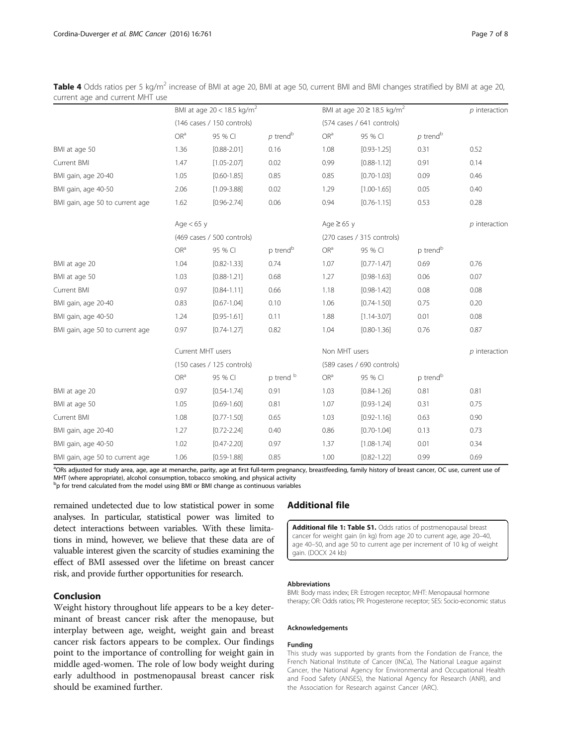**Table 4** Odds ratios per 5 kg/m$^2$ increase of BMI at age 20, BMI at age 50, current BMI and BMI changes stratified by BMI at age 20, current age and current MHT use

| | BMI at age 20 < 18.5 kg/m$^2$ | | | BMI at age 20 ≥ 18.5 kg/m$^2$ | | | *p* interaction |
|---|---|---|---|---|---|---|---|
| | (146 cases / 150 controls) | | | (574 cases / 641 controls) | | | |
| | OR[a] | 95 % CI | *p* trend[b] | OR[a] | 95 % CI | *p* trend[b] | |
| BMI at age 50 | 1.36 | [0.88-2.01] | 0.16 | 1.08 | [0.93-1.25] | 0.31 | 0.52 |
| Current BMI | 1.47 | [1.05-2.07] | 0.02 | 0.99 | [0.88-1.12] | 0.91 | 0.14 |
| BMI gain, age 20-40 | 1.05 | [0.60-1.85] | 0.85 | 0.85 | [0.70-1.03] | 0.09 | 0.46 |
| BMI gain, age 40-50 | 2.06 | [1.09-3.88] | 0.02 | 1.29 | [1.00-1.65] | 0.05 | 0.40 |
| BMI gain, age 50 to current age | 1.62 | [0.96-2.74] | 0.06 | 0.94 | [0.76-1.15] | 0.53 | 0.28 |
| | Age < 65 y | | | Age ≥ 65 y | | | *p* interaction |
| | (469 cases / 500 controls) | | | (270 cases / 315 controls) | | | |
| | OR[a] | 95 % CI | p trend[b] | OR[a] | 95 % CI | p trend[b] | |
| BMI at age 20 | 1.04 | [0.82-1.33] | 0.74 | 1.07 | [0.77-1.47] | 0.69 | 0.76 |
| BMI at age 50 | 1.03 | [0.88-1.21] | 0.68 | 1.27 | [0.98-1.63] | 0.06 | 0.07 |
| Current BMI | 0.97 | [0.84-1.11] | 0.66 | 1.18 | [0.98-1.42] | 0.08 | 0.08 |
| BMI gain, age 20-40 | 0.83 | [0.67-1.04] | 0.10 | 1.06 | [0.74-1.50] | 0.75 | 0.20 |
| BMI gain, age 40-50 | 1.24 | [0.95-1.61] | 0.11 | 1.88 | [1.14-3.07] | 0.01 | 0.08 |
| BMI gain, age 50 to current age | 0.97 | [0.74-1.27] | 0.82 | 1.04 | [0.80-1.36] | 0.76 | 0.87 |
| | Current MHT users | | | Non MHT users | | | *p* interaction |
| | (150 cases / 125 controls) | | | (589 cases / 690 controls) | | | |
| | OR[a] | 95 % CI | p trend[b] | OR[a] | 95 % CI | p trend[b] | |
| BMI at age 20 | 0.97 | [0.54-1.74] | 0.91 | 1.03 | [0.84-1.26] | 0.81 | 0.81 |
| BMI at age 50 | 1.05 | [0.69-1.60] | 0.81 | 1.07 | [0.93-1.24] | 0.31 | 0.75 |
| Current BMI | 1.08 | [0.77-1.50] | 0.65 | 1.03 | [0.92-1.16] | 0.63 | 0.90 |
| BMI gain, age 20-40 | 1.27 | [0.72-2.24] | 0.40 | 0.86 | [0.70-1.04] | 0.13 | 0.73 |
| BMI gain, age 40-50 | 1.02 | [0.47-2.20] | 0.97 | 1.37 | [1.08-1.74] | 0.01 | 0.34 |
| BMI gain, age 50 to current age | 1.06 | [0.59-1.88] | 0.85 | 1.00 | [0.82-1.22] | 0.99 | 0.69 |

[a]ORs adjusted for study area, age, age at menarche, parity, age at first full-term pregnancy, breastfeeding, family history of breast cancer, OC use, current use of MHT (where appropriate), alcohol consumption, tobacco smoking, and physical activity
[b]p for trend calculated from the model using BMI or BMI change as continuous variables

remained undetected due to low statistical power in some analyses. In particular, statistical power was limited to detect interactions between variables. With these limitations in mind, however, we believe that these data are of valuable interest given the scarcity of studies examining the effect of BMI assessed over the lifetime on breast cancer risk, and provide further opportunities for research.

## Conclusion

Weight history throughout life appears to be a key determinant of breast cancer risk after the menopause, but interplay between age, weight, weight gain and breast cancer risk factors appears to be complex. Our findings point to the importance of controlling for weight gain in middle aged-women. The role of low body weight during early adulthood in postmenopausal breast cancer risk should be examined further.

## Additional file

**Additional file 1: Table S1.** Odds ratios of postmenopausal breast cancer for weight gain (in kg) from age 20 to current age, age 20–40, age 40–50, and age 50 to current age per increment of 10 kg of weight gain. (DOCX 24 kb)

#### Abbreviations

BMI: Body mass index; ER: Estrogen receptor; MHT: Menopausal hormone therapy; OR: Odds ratios; PR: Progesterone receptor; SES: Socio-economic status

#### Acknowledgements

#### Funding

This study was supported by grants from the Fondation de France, the French National Institute of Cancer (INCa), The National League against Cancer, the National Agency for Environmental and Occupational Health and Food Safety (ANSES), the National Agency for Research (ANR), and the Association for Research against Cancer (ARC).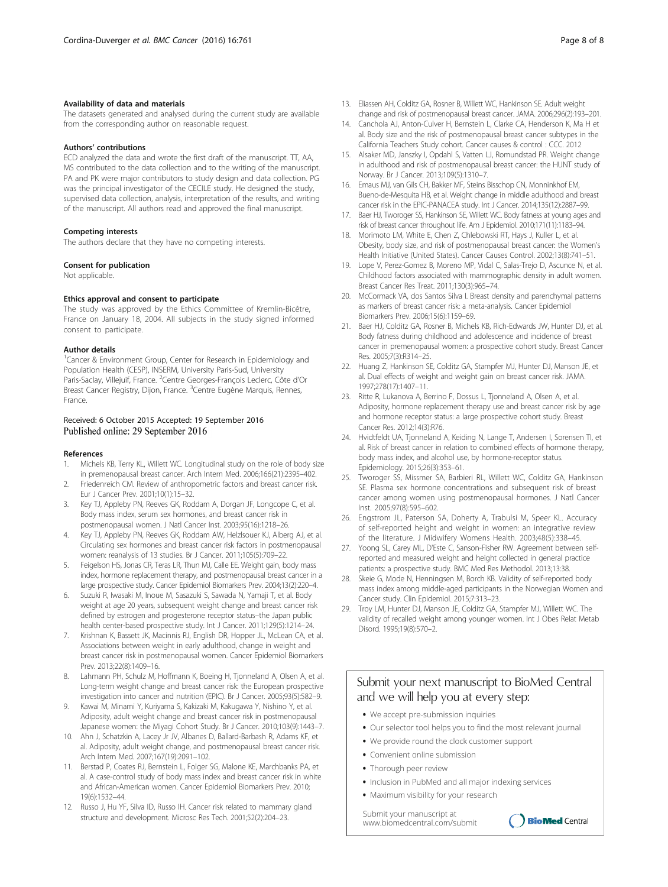### Availability of data and materials

The datasets generated and analysed during the current study are available from the corresponding author on reasonable request.

### Authors' contributions

ECD analyzed the data and wrote the first draft of the manuscript. TT, AA, MS contributed to the data collection and to the writing of the manuscript. PA and PK were major contributors to study design and data collection. PG was the principal investigator of the CECILE study. He designed the study, supervised data collection, analysis, interpretation of the results, and writing of the manuscript. All authors read and approved the final manuscript.

### Competing interests

The authors declare that they have no competing interests.

### Consent for publication

Not applicable.

### Ethics approval and consent to participate

The study was approved by the Ethics Committee of Kremlin-Bicêtre, France on January 18, 2004. All subjects in the study signed informed consent to participate.

### Author details

[1]Cancer & Environment Group, Center for Research in Epidemiology and Population Health (CESP), INSERM, University Paris-Sud, University Paris-Saclay, Villejuif, France. [2]Centre Georges-François Leclerc, Côte d'Or Breast Cancer Registry, Dijon, France. [3]Centre Eugène Marquis, Rennes, France.

Received: 6 October 2015 Accepted: 19 September 2016
Published online: 29 September 2016

### References

1. Michels KB, Terry KL, Willett WC. Longitudinal study on the role of body size in premenopausal breast cancer. Arch Intern Med. 2006;166(21):2395–402.
2. Friedenreich CM. Review of anthropometric factors and breast cancer risk. Eur J Cancer Prev. 2001;10(1):15–32.
3. Key TJ, Appleby PN, Reeves GK, Roddam A, Dorgan JF, Longcope C, et al. Body mass index, serum sex hormones, and breast cancer risk in postmenopausal women. J Natl Cancer Inst. 2003;95(16):1218–26.
4. Key TJ, Appleby PN, Reeves GK, Roddam AW, Helzlsouer KJ, Alberg AJ, et al. Circulating sex hormones and breast cancer risk factors in postmenopausal women: reanalysis of 13 studies. Br J Cancer. 2011;105(5):709–22.
5. Feigelson HS, Jonas CR, Teras LR, Thun MJ, Calle EE. Weight gain, body mass index, hormone replacement therapy, and postmenopausal breast cancer in a large prospective study. Cancer Epidemiol Biomarkers Prev. 2004;13(2):220–4.
6. Suzuki R, Iwasaki M, Inoue M, Sasazuki S, Sawada N, Yamaji T, et al. Body weight at age 20 years, subsequent weight change and breast cancer risk defined by estrogen and progesterone receptor status–the Japan public health center-based prospective study. Int J Cancer. 2011;129(5):1214–24.
7. Krishnan K, Bassett JK, Macinnis RJ, English DR, Hopper JL, McLean CA, et al. Associations between weight in early adulthood, change in weight and breast cancer risk in postmenopausal women. Cancer Epidemiol Biomarkers Prev. 2013;22(8):1409–16.
8. Lahmann PH, Schulz M, Hoffmann K, Boeing H, Tjonneland A, Olsen A, et al. Long-term weight change and breast cancer risk: the European prospective investigation into cancer and nutrition (EPIC). Br J Cancer. 2005;93(5):582–9.
9. Kawai M, Minami Y, Kuriyama S, Kakizaki M, Kakugawa Y, Nishino Y, et al. Adiposity, adult weight change and breast cancer risk in postmenopausal Japanese women: the Miyagi Cohort Study. Br J Cancer. 2010;103(9):1443–7.
10. Ahn J, Schatzkin A, Lacey Jr JV, Albanes D, Ballard-Barbash R, Adams KF, et al. Adiposity, adult weight change, and postmenopausal breast cancer risk. Arch Intern Med. 2007;167(19):2091–102.
11. Berstad P, Coates RJ, Bernstein L, Folger SG, Malone KE, Marchbanks PA, et al. A case-control study of body mass index and breast cancer risk in white and African-American women. Cancer Epidemiol Biomarkers Prev. 2010; 19(6):1532–44.
12. Russo J, Hu YF, Silva ID, Russo IH. Cancer risk related to mammary gland structure and development. Microsc Res Tech. 2001;52(2):204–23.
13. Eliassen AH, Colditz GA, Rosner B, Willett WC, Hankinson SE. Adult weight change and risk of postmenopausal breast cancer. JAMA. 2006;296(2):193–201.
14. Canchola AJ, Anton-Culver H, Bernstein L, Clarke CA, Henderson K, Ma H et al. Body size and the risk of postmenopausal breast cancer subtypes in the California Teachers Study cohort. Cancer causes & control : CCC. 2012
15. Alsaker MD, Janszky I, Opdahl S, Vatten LJ, Romundstad PR. Weight change in adulthood and risk of postmenopausal breast cancer: the HUNT study of Norway. Br J Cancer. 2013;109(5):1310–7.
16. Emaus MJ, van Gils CH, Bakker MF, Steins Bisschop CN, Monninkhof EM, Bueno-de-Mesquita HB, et al. Weight change in middle adulthood and breast cancer risk in the EPIC-PANACEA study. Int J Cancer. 2014;135(12):2887–99.
17. Baer HJ, Tworoger SS, Hankinson SE, Willett WC. Body fatness at young ages and risk of breast cancer throughout life. Am J Epidemiol. 2010;171(11):1183–94.
18. Morimoto LM, White E, Chen Z, Chlebowski RT, Hays J, Kuller L, et al. Obesity, body size, and risk of postmenopausal breast cancer: the Women's Health Initiative (United States). Cancer Causes Control. 2002;13(8):741–51.
19. Lope V, Perez-Gomez B, Moreno MP, Vidal C, Salas-Trejo D, Ascunce N, et al. Childhood factors associated with mammographic density in adult women. Breast Cancer Res Treat. 2011;130(3):965–74.
20. McCormack VA, dos Santos Silva I. Breast density and parenchymal patterns as markers of breast cancer risk: a meta-analysis. Cancer Epidemiol Biomarkers Prev. 2006;15(6):1159–69.
21. Baer HJ, Colditz GA, Rosner B, Michels KB, Rich-Edwards JW, Hunter DJ, et al. Body fatness during childhood and adolescence and incidence of breast cancer in premenopausal women: a prospective cohort study. Breast Cancer Res. 2005;7(3):R314–25.
22. Huang Z, Hankinson SE, Colditz GA, Stampfer MJ, Hunter DJ, Manson JE, et al. Dual effects of weight and weight gain on breast cancer risk. JAMA. 1997;278(17):1407–11.
23. Ritte R, Lukanova A, Berrino F, Dossus L, Tjonneland A, Olsen A, et al. Adiposity, hormone replacement therapy use and breast cancer risk by age and hormone receptor status: a large prospective cohort study. Breast Cancer Res. 2012;14(3):R76.
24. Hvidtfeldt UA, Tjonneland A, Keiding N, Lange T, Andersen I, Sorensen TI, et al. Risk of breast cancer in relation to combined effects of hormone therapy, body mass index, and alcohol use, by hormone-receptor status. Epidemiology. 2015;26(3):353–61.
25. Tworoger SS, Missmer SA, Barbieri RL, Willett WC, Colditz GA, Hankinson SE. Plasma sex hormone concentrations and subsequent risk of breast cancer among women using postmenopausal hormones. J Natl Cancer Inst. 2005;97(8):595–602.
26. Engstrom JL, Paterson SA, Doherty A, Trabulsi M, Speer KL. Accuracy of self-reported height and weight in women: an integrative review of the literature. J Midwifery Womens Health. 2003;48(5):338–45.
27. Yoong SL, Carey ML, D'Este C, Sanson-Fisher RW. Agreement between self-reported and measured weight and height collected in general practice patients: a prospective study. BMC Med Res Methodol. 2013;13:38.
28. Skeie G, Mode N, Henningsen M, Borch KB. Validity of self-reported body mass index among middle-aged participants in the Norwegian Women and Cancer study. Clin Epidemiol. 2015;7:313–23.
29. Troy LM, Hunter DJ, Manson JE, Colditz GA, Stampfer MJ, Willett WC. The validity of recalled weight among younger women. Int J Obes Relat Metab Disord. 1995;19(8):570–2.

Submit your next manuscript to BioMed Central and we will help you at every step:

- We accept pre-submission inquiries
- Our selector tool helps you to find the most relevant journal
- We provide round the clock customer support
- Convenient online submission
- Thorough peer review
- Inclusion in PubMed and all major indexing services
- Maximum visibility for your research

Submit your manuscript at
www.biomedcentral.com/submit

BioMed Central